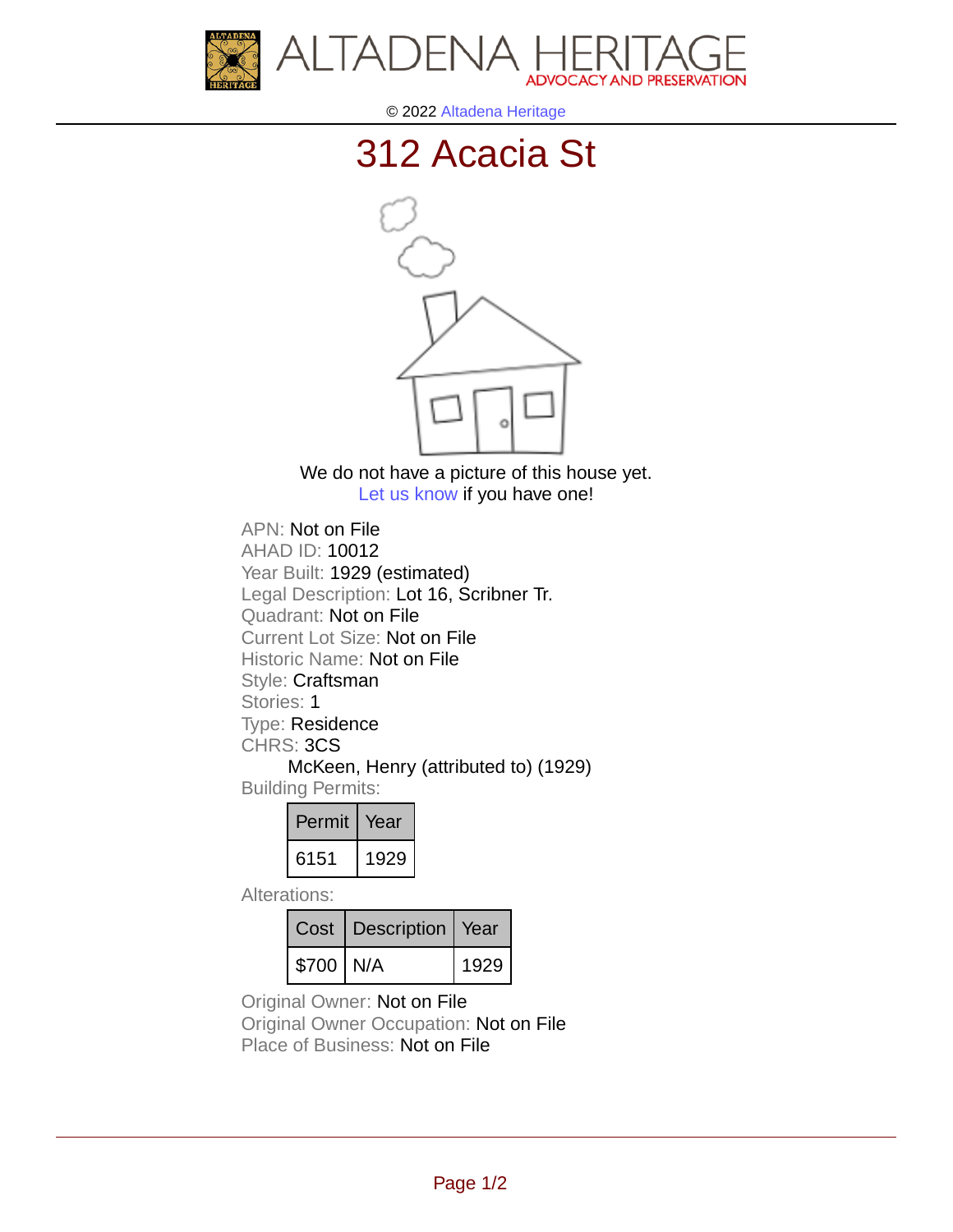ALTADENA HERITAGE
ADVOCACY AND PRESERVATION

© 2022 Altadena Heritage

# 312 Acacia St

We do not have a picture of this house yet.
Let us know if you have one!

APN: Not on File
AHAD ID: 10012
Year Built: 1929 (estimated)
Legal Description: Lot 16, Scribner Tr.
Quadrant: Not on File
Current Lot Size: Not on File
Historic Name: Not on File
Style: Craftsman
Stories: 1
Type: Residence
CHRS: 3CS
McKeen, Henry (attributed to) (1929)
Building Permits:

| Permit | Year |
| --- | --- |
| 6151 | 1929 |

Alterations:

| Cost | Description | Year |
| --- | --- | --- |
| $700 | N/A | 1929 |

Original Owner: Not on File
Original Owner Occupation: Not on File
Place of Business: Not on File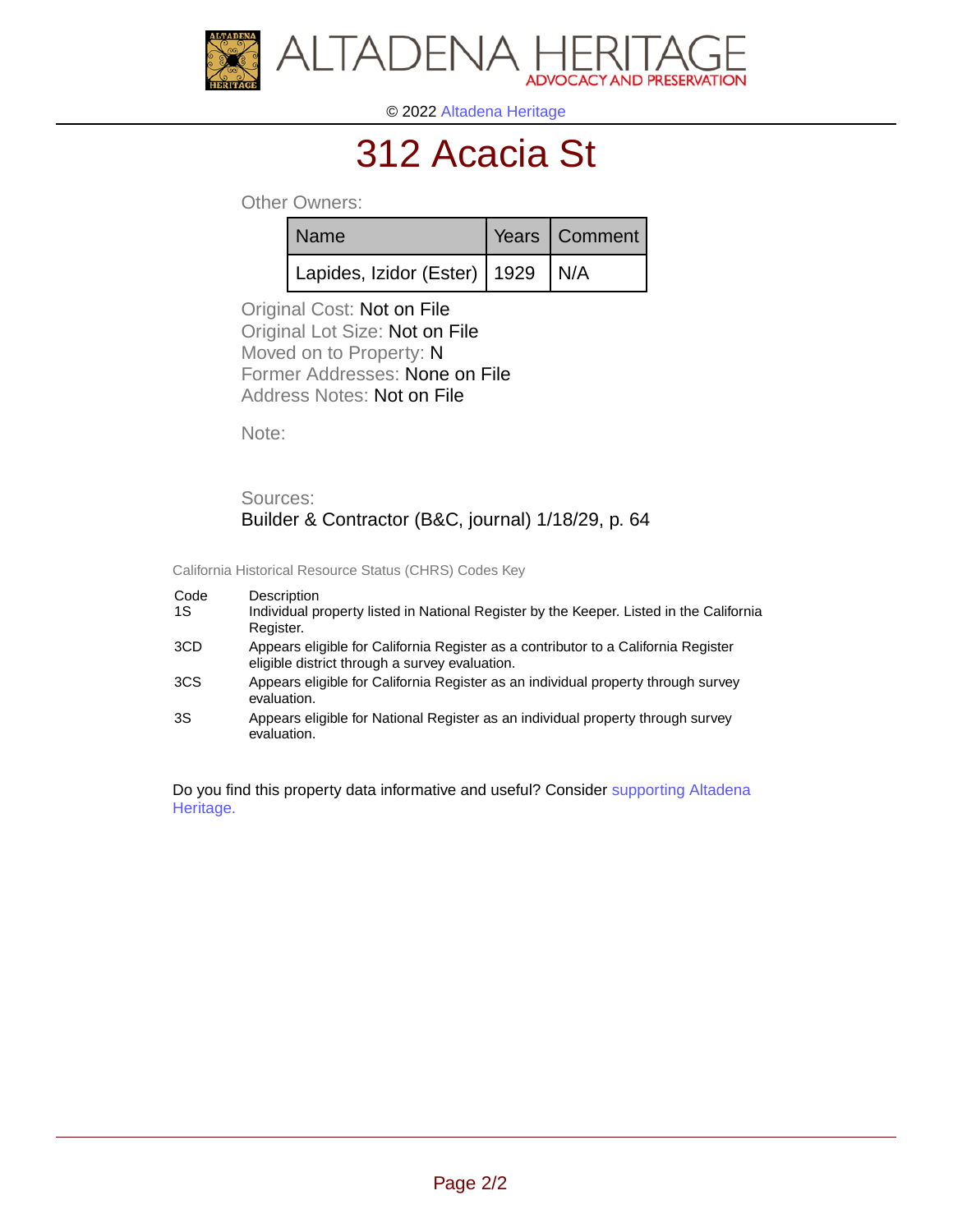# 312 Acacia St

Other Owners:

| Name | Years | Comment |
| --- | --- | --- |
| Lapides, Izidor (Ester) | 1929 | N/A |

Original Cost: Not on File
Original Lot Size: Not on File
Moved on to Property: N
Former Addresses: None on File
Address Notes: Not on File

Note:

Sources:
Builder & Contractor (B&C, journal) 1/18/29, p. 64

California Historical Resource Status (CHRS) Codes Key

| Code | Description |
| --- | --- |
| 1S | Individual property listed in National Register by the Keeper. Listed in the California Register. |
| 3CD | Appears eligible for California Register as a contributor to a California Register eligible district through a survey evaluation. |
| 3CS | Appears eligible for California Register as an individual property through survey evaluation. |
| 3S | Appears eligible for National Register as an individual property through survey evaluation. |

Do you find this property data informative and useful? Consider supporting Altadena Heritage.